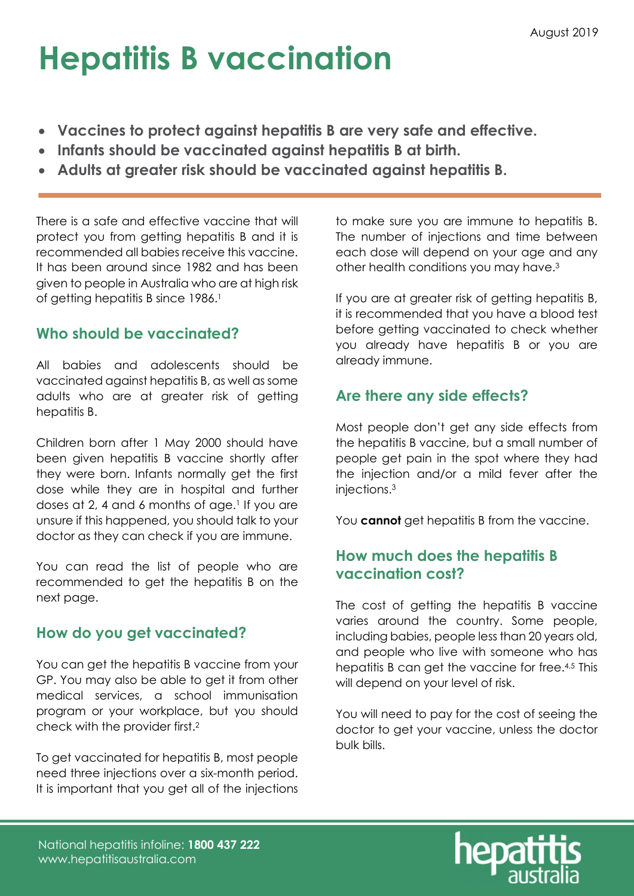August 2019

# Hepatitis B vaccination

- **Vaccines to protect against hepatitis B are very safe and effective.**
- **Infants should be vaccinated against hepatitis B at birth.**
- **Adults at greater risk should be vaccinated against hepatitis B.**

There is a safe and effective vaccine that will protect you from getting hepatitis B and it is recommended all babies receive this vaccine. It has been around since 1982 and has been given to people in Australia who are at high risk of getting hepatitis B since 1986.[1]

## Who should be vaccinated?

All babies and adolescents should be vaccinated against hepatitis B, as well as some adults who are at greater risk of getting hepatitis B.

Children born after 1 May 2000 should have been given hepatitis B vaccine shortly after they were born. Infants normally get the first dose while they are in hospital and further doses at 2, 4 and 6 months of age.[1] If you are unsure if this happened, you should talk to your doctor as they can check if you are immune.

You can read the list of people who are recommended to get the hepatitis B on the next page.

## How do you get vaccinated?

You can get the hepatitis B vaccine from your GP. You may also be able to get it from other medical services, a school immunisation program or your workplace, but you should check with the provider first.[2]

To get vaccinated for hepatitis B, most people need three injections over a six-month period. It is important that you get all of the injections to make sure you are immune to hepatitis B. The number of injections and time between each dose will depend on your age and any other health conditions you may have.[3]

If you are at greater risk of getting hepatitis B, it is recommended that you have a blood test before getting vaccinated to check whether you already have hepatitis B or you are already immune.

## Are there any side effects?

Most people don't get any side effects from the hepatitis B vaccine, but a small number of people get pain in the spot where they had the injection and/or a mild fever after the injections.[3]

You **cannot** get hepatitis B from the vaccine.

## How much does the hepatitis B vaccination cost?

The cost of getting the hepatitis B vaccine varies around the country. Some people, including babies, people less than 20 years old, and people who live with someone who has hepatitis B can get the vaccine for free.[4,5] This will depend on your level of risk.

You will need to pay for the cost of seeing the doctor to get your vaccine, unless the doctor bulk bills.

National hepatitis infoline: **1800 437 222**
www.hepatitisaustralia.com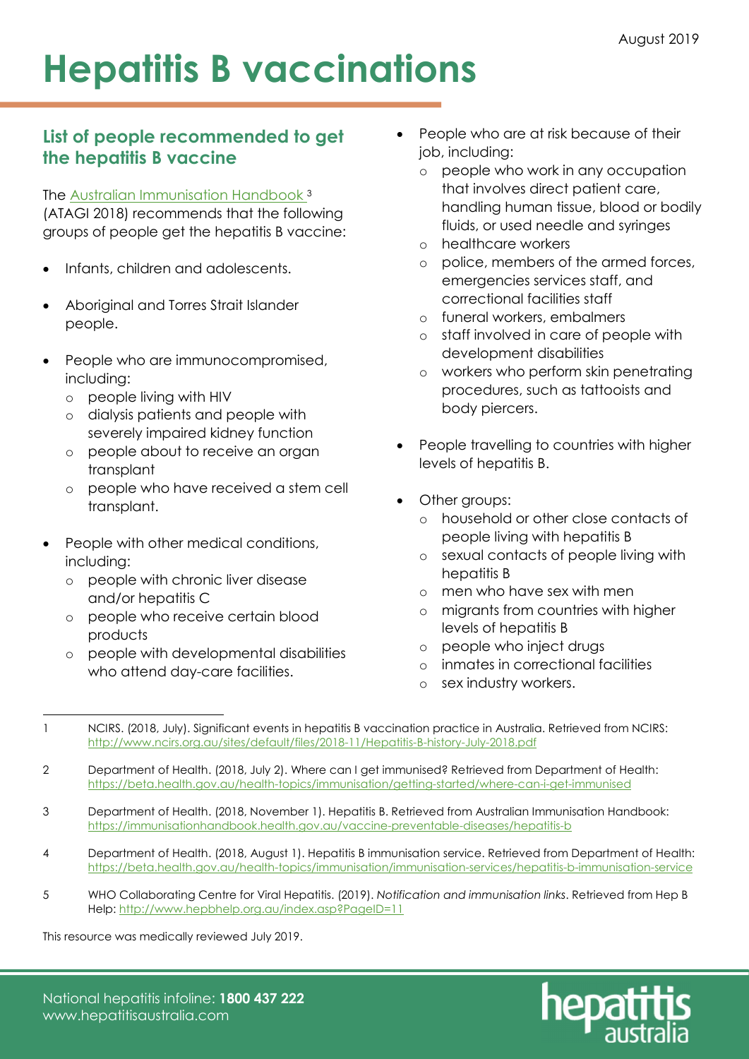# Hepatitis B vaccinations

## List of people recommended to get the hepatitis B vaccine

The [Australian Immunisation Handbook](https://immunisationhandbook.health.gov.au/vaccine-preventable-diseases/hepatitis-b)[3] (ATAGI 2018) recommends that the following groups of people get the hepatitis B vaccine:

- Infants, children and adolescents.
- Aboriginal and Torres Strait Islander people.
- People who are immunocompromised, including:
  - people living with HIV
  - dialysis patients and people with severely impaired kidney function
  - people about to receive an organ transplant
  - people who have received a stem cell transplant.
- People with other medical conditions, including:
  - people with chronic liver disease and/or hepatitis C
  - people who receive certain blood products
  - people with developmental disabilities who attend day-care facilities.
- People who are at risk because of their job, including:
  - people who work in any occupation that involves direct patient care, handling human tissue, blood or bodily fluids, or used needle and syringes
  - healthcare workers
  - police, members of the armed forces, emergencies services staff, and correctional facilities staff
  - funeral workers, embalmers
  - staff involved in care of people with development disabilities
  - workers who perform skin penetrating procedures, such as tattooists and body piercers.
- People travelling to countries with higher levels of hepatitis B.
- Other groups:
  - household or other close contacts of people living with hepatitis B
  - sexual contacts of people living with hepatitis B
  - men who have sex with men
  - migrants from countries with higher levels of hepatitis B
  - people who inject drugs
  - inmates in correctional facilities
  - sex industry workers.

---

1. NCIRS. (2018, July). Significant events in hepatitis B vaccination practice in Australia. Retrieved from NCIRS: http://www.ncirs.org.au/sites/default/files/2018-11/Hepatitis-B-history-July-2018.pdf
2. Department of Health. (2018, July 2). Where can I get immunised? Retrieved from Department of Health: https://beta.health.gov.au/health-topics/immunisation/getting-started/where-can-i-get-immunised
3. Department of Health. (2018, November 1). Hepatitis B. Retrieved from Australian Immunisation Handbook: https://immunisationhandbook.health.gov.au/vaccine-preventable-diseases/hepatitis-b
4. Department of Health. (2018, August 1). Hepatitis B immunisation service. Retrieved from Department of Health: https://beta.health.gov.au/health-topics/immunisation/immunisation-services/hepatitis-b-immunisation-service
5. WHO Collaborating Centre for Viral Hepatitis. (2019). *Notification and immunisation links*. Retrieved from Hep B Help: http://www.hepbhelp.org.au/index.asp?PageID=11

This resource was medically reviewed July 2019.

National hepatitis infoline: **1800 437 222**
www.hepatitisaustralia.com